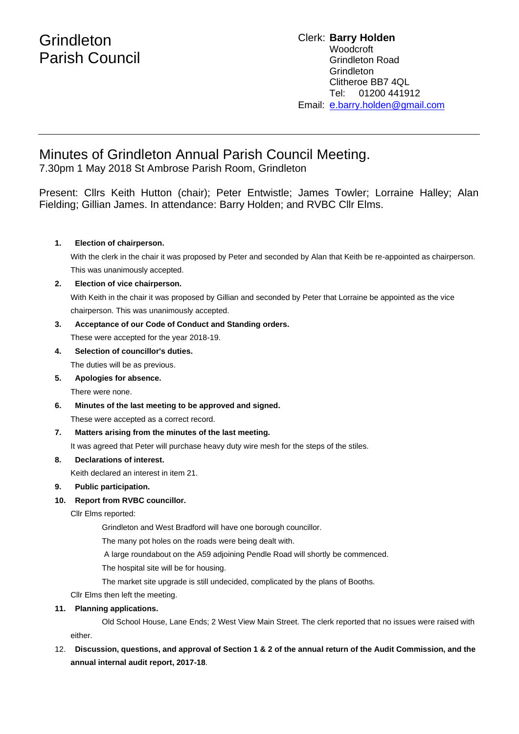# Grindleton Parish Council

Clerk: **Barry Holden**
Woodcroft
Grindleton Road
Grindleton
Clitheroe BB7 4QL
Tel: 01200 441912
Email: e.barry.holden@gmail.com

---

## Minutes of Grindleton Annual Parish Council Meeting.

7.30pm 1 May 2018 St Ambrose Parish Room, Grindleton

Present: Cllrs Keith Hutton (chair); Peter Entwistle; James Towler; Lorraine Halley; Alan Fielding; Gillian James. In attendance: Barry Holden; and RVBC Cllr Elms.

1. **Election of chairperson.**
   With the clerk in the chair it was proposed by Peter and seconded by Alan that Keith be re-appointed as chairperson. This was unanimously accepted.
2. **Election of vice chairperson.**
   With Keith in the chair it was proposed by Gillian and seconded by Peter that Lorraine be appointed as the vice chairperson. This was unanimously accepted.
3. **Acceptance of our Code of Conduct and Standing orders.**
   These were accepted for the year 2018-19.
4. **Selection of councillor's duties.**
   The duties will be as previous.
5. **Apologies for absence.**
   There were none.
6. **Minutes of the last meeting to be approved and signed.**
   These were accepted as a correct record.
7. **Matters arising from the minutes of the last meeting.**
   It was agreed that Peter will purchase heavy duty wire mesh for the steps of the stiles.
8. **Declarations of interest.**
   Keith declared an interest in item 21.
9. **Public participation.**
10. **Report from RVBC councillor.**
    Cllr Elms reported:

    Grindleton and West Bradford will have one borough councillor.

    The many pot holes on the roads were being dealt with.

    A large roundabout on the A59 adjoining Pendle Road will shortly be commenced.

    The hospital site will be for housing.

    The market site upgrade is still undecided, complicated by the plans of Booths.

    Cllr Elms then left the meeting.
11. **Planning applications.**
    Old School House, Lane Ends; 2 West View Main Street. The clerk reported that no issues were raised with either.
12. **Discussion, questions, and approval of Section 1 & 2 of the annual return of the Audit Commission, and the annual internal audit report, 2017-18**.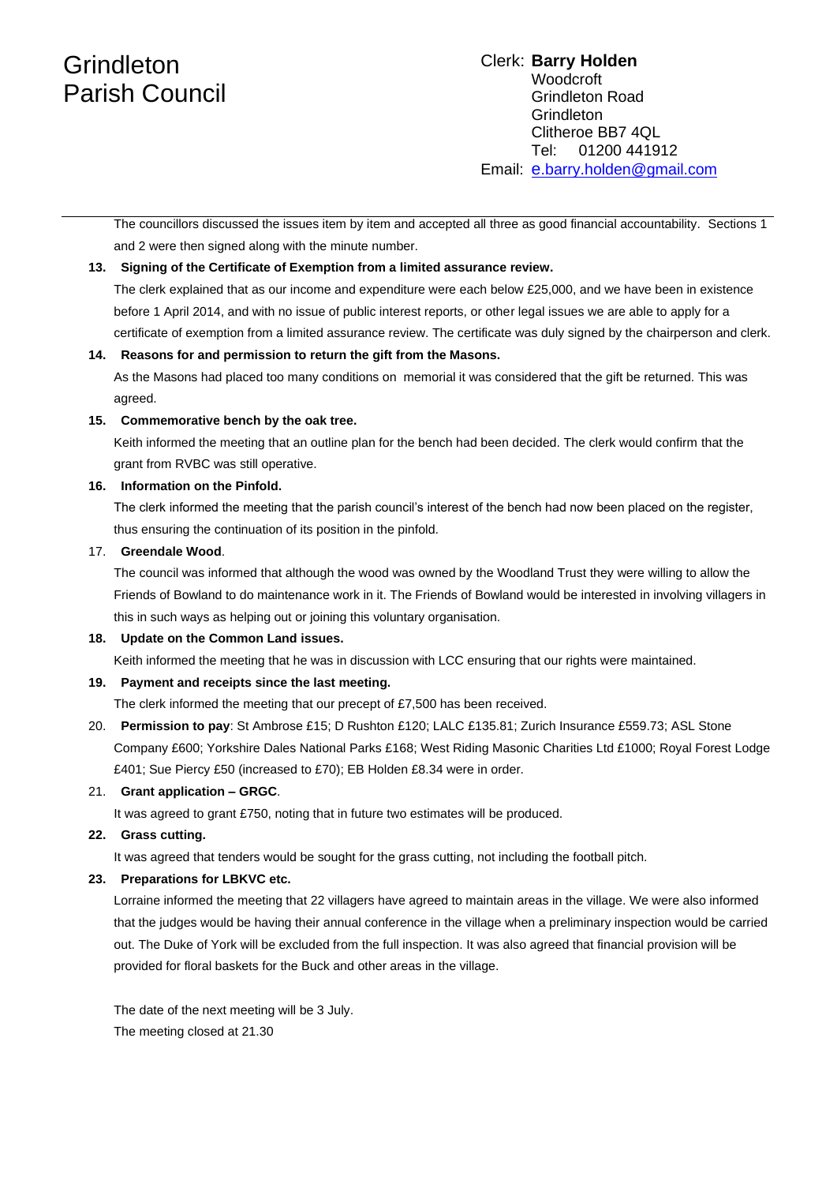The councillors discussed the issues item by item and accepted all three as good financial accountability. Sections 1 and 2 were then signed along with the minute number.

**13. Signing of the Certificate of Exemption from a limited assurance review.**

The clerk explained that as our income and expenditure were each below £25,000, and we have been in existence before 1 April 2014, and with no issue of public interest reports, or other legal issues we are able to apply for a certificate of exemption from a limited assurance review. The certificate was duly signed by the chairperson and clerk.

**14. Reasons for and permission to return the gift from the Masons.**

As the Masons had placed too many conditions on memorial it was considered that the gift be returned. This was agreed.

**15. Commemorative bench by the oak tree.**

Keith informed the meeting that an outline plan for the bench had been decided. The clerk would confirm that the grant from RVBC was still operative.

**16. Information on the Pinfold.**

The clerk informed the meeting that the parish council's interest of the bench had now been placed on the register, thus ensuring the continuation of its position in the pinfold.

17. **Greendale Wood**.

The council was informed that although the wood was owned by the Woodland Trust they were willing to allow the Friends of Bowland to do maintenance work in it. The Friends of Bowland would be interested in involving villagers in this in such ways as helping out or joining this voluntary organisation.

**18. Update on the Common Land issues.**

Keith informed the meeting that he was in discussion with LCC ensuring that our rights were maintained.

**19. Payment and receipts since the last meeting.**

The clerk informed the meeting that our precept of £7,500 has been received.

20. **Permission to pay**: St Ambrose £15; D Rushton £120; LALC £135.81; Zurich Insurance £559.73; ASL Stone Company £600; Yorkshire Dales National Parks £168; West Riding Masonic Charities Ltd £1000; Royal Forest Lodge £401; Sue Piercy £50 (increased to £70); EB Holden £8.34 were in order.

21. **Grant application – GRGC**.

It was agreed to grant £750, noting that in future two estimates will be produced.

**22. Grass cutting.**

It was agreed that tenders would be sought for the grass cutting, not including the football pitch.

**23. Preparations for LBKVC etc.**

Lorraine informed the meeting that 22 villagers have agreed to maintain areas in the village. We were also informed that the judges would be having their annual conference in the village when a preliminary inspection would be carried out. The Duke of York will be excluded from the full inspection. It was also agreed that financial provision will be provided for floral baskets for the Buck and other areas in the village.

The date of the next meeting will be 3 July.

The meeting closed at 21.30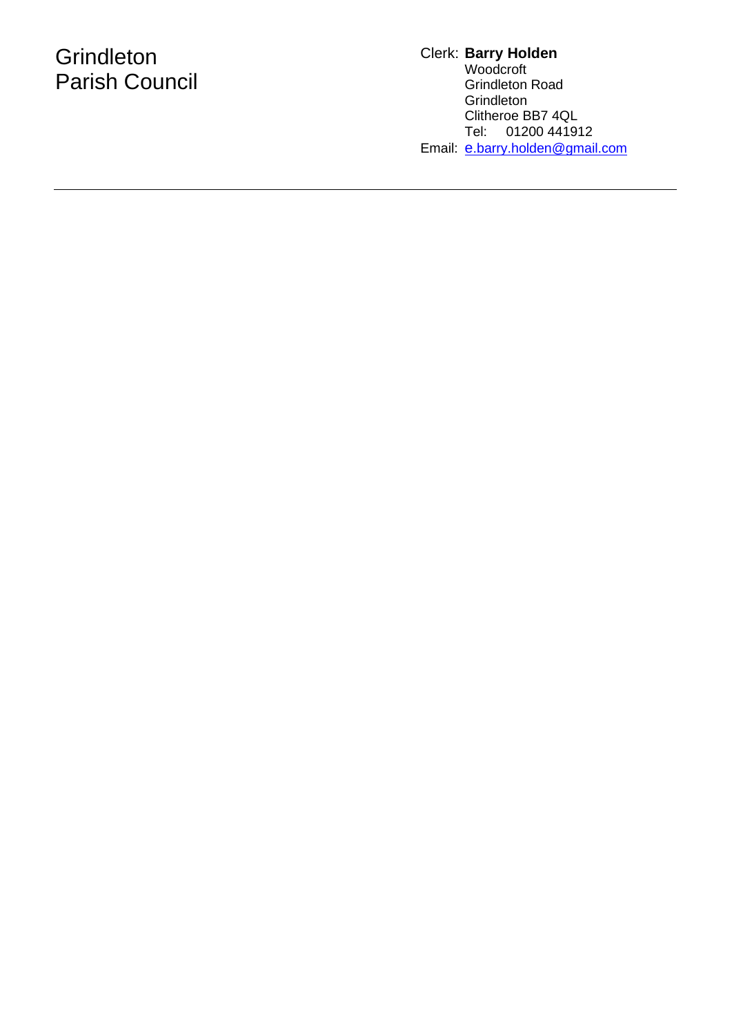# Grindleton Parish Council

Clerk: **Barry Holden**
Woodcroft
Grindleton Road
Grindleton
Clitheroe BB7 4QL
Tel: 01200 441912
Email: e.barry.holden@gmail.com

---